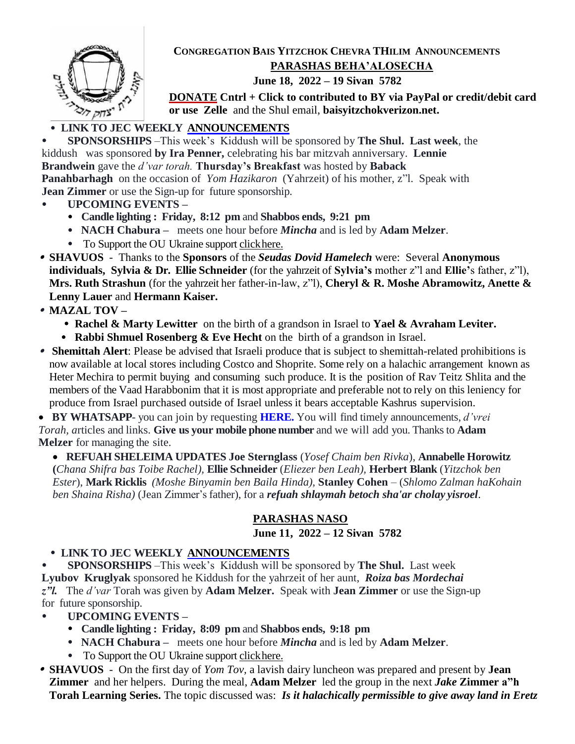# CONGREGATION BAIS YITZCHOK CHEVRA THILIM ANNOUNCEMENTS

## PARASHAS BEHA'ALOSECHA

**June 18, 2022 – 19 Sivan 5782**

**DONATE Cntrl + Click to contributed to BY via PayPal or credit/debit card or use Zelle** and the Shul email, **baisyitzchokverizon.net.**

- **LINK TO JEC WEEKLY ANNOUNCEMENTS**
- **SPONSORSHIPS** –This week's Kiddush will be sponsored by **The Shul. Last week**, the kiddush was sponsored **by Ira Penner,** celebrating his bar mitzvah anniversary. **Lennie Brandwein** gave the *d'var torah.* **Thursday's Breakfast** was hosted by **Baback Panahbarhagh** on the occasion of *Yom Hazikaron* (Yahrzeit) of his mother, z"l. Speak with **Jean Zimmer** or use the Sign-up for future sponsorship.
- **UPCOMING EVENTS –**
  - **Candle lighting : Friday, 8:12 pm** and **Shabbos ends, 9:21 pm**
  - **NACH Chabura –** meets one hour before ***Mincha*** and is led by **Adam Melzer**.
  - To Support the OU Ukraine support click here.
- **SHAVUOS** - Thanks to the **Sponsors** of the ***Seudas Dovid Hamelech*** were: Several **Anonymous individuals, Sylvia & Dr. Ellie Schneider** (for the yahrzeit of **Sylvia's** mother z"l and **Ellie'**s father, z"l), **Mrs. Ruth Strashun** (for the yahrzeit her father-in-law, z"l), **Cheryl & R. Moshe Abramowitz, Anette & Lenny Lauer** and **Hermann Kaiser.**
- **MAZAL TOV –**
  - **Rachel & Marty Lewitter** on the birth of a grandson in Israel to **Yael & Avraham Leviter.**
  - **Rabbi Shmuel Rosenberg & Eve Hecht** on the birth of a grandson in Israel.
- **Shemittah Alert**: Please be advised that Israeli produce that is subject to shemittah-related prohibitions is now available at local stores including Costco and Shoprite. Some rely on a halachic arrangement known as Heter Mechira to permit buying and consuming such produce. It is the position of Rav Teitz Shlita and the members of the Vaad Harabbonim that it is most appropriate and preferable not to rely on this leniency for produce from Israel purchased outside of Israel unless it bears acceptable Kashrus supervision.
- **BY WHATSAPP**- you can join by requesting **HERE.** You will find timely announcements, *d'vrei Torah, a*rticles and links. **Give us your mobile phone number** and we will add you. Thanks to **Adam Melzer** for managing the site.
- **REFUAH SHELEIMA UPDATES Joe Sternglass** (*Yosef Chaim ben Rivka*), **Annabelle Horowitz (***Chana Shifra bas Toibe Rachel),* **Ellie Schneider** (*Eliezer ben Leah),* **Herbert Blank** (*Yitzchok ben Ester*), **Mark Ricklis** *(Moshe Binyamin ben Baila Hinda),* **Stanley Cohen** – (*Shlomo Zalman haKohain ben Shaina Risha)* (Jean Zimmer's father), for a ***refuah shlaymah betoch sha'ar cholay yisroel***.

## PARASHAS NASO

**June 11, 2022 – 12 Sivan 5782**

- **LINK TO JEC WEEKLY ANNOUNCEMENTS**
- **SPONSORSHIPS** –This week's Kiddush will be sponsored by **The Shul.** Last week **Lyubov Kruglyak** sponsored he Kiddush for the yahrzeit of her aunt, ***Roiza bas Mordechai z"l.*** The *d'var* Torah was given by **Adam Melzer.** Speak with **Jean Zimmer** or use the Sign-up for future sponsorship.
- **UPCOMING EVENTS –**
  - **Candle lighting : Friday, 8:09 pm** and **Shabbos ends, 9:18 pm**
  - **NACH Chabura –** meets one hour before ***Mincha*** and is led by **Adam Melzer**.
  - To Support the OU Ukraine support click here.
- **SHAVUOS** - On the first day of *Yom Tov*, a lavish dairy luncheon was prepared and present by **Jean Zimmer** and her helpers. During the meal, **Adam Melzer** led the group in the next ***Jake* Zimmer a"h Torah Learning Series.** The topic discussed was: ***Is it halachically permissible to give away land in Eretz***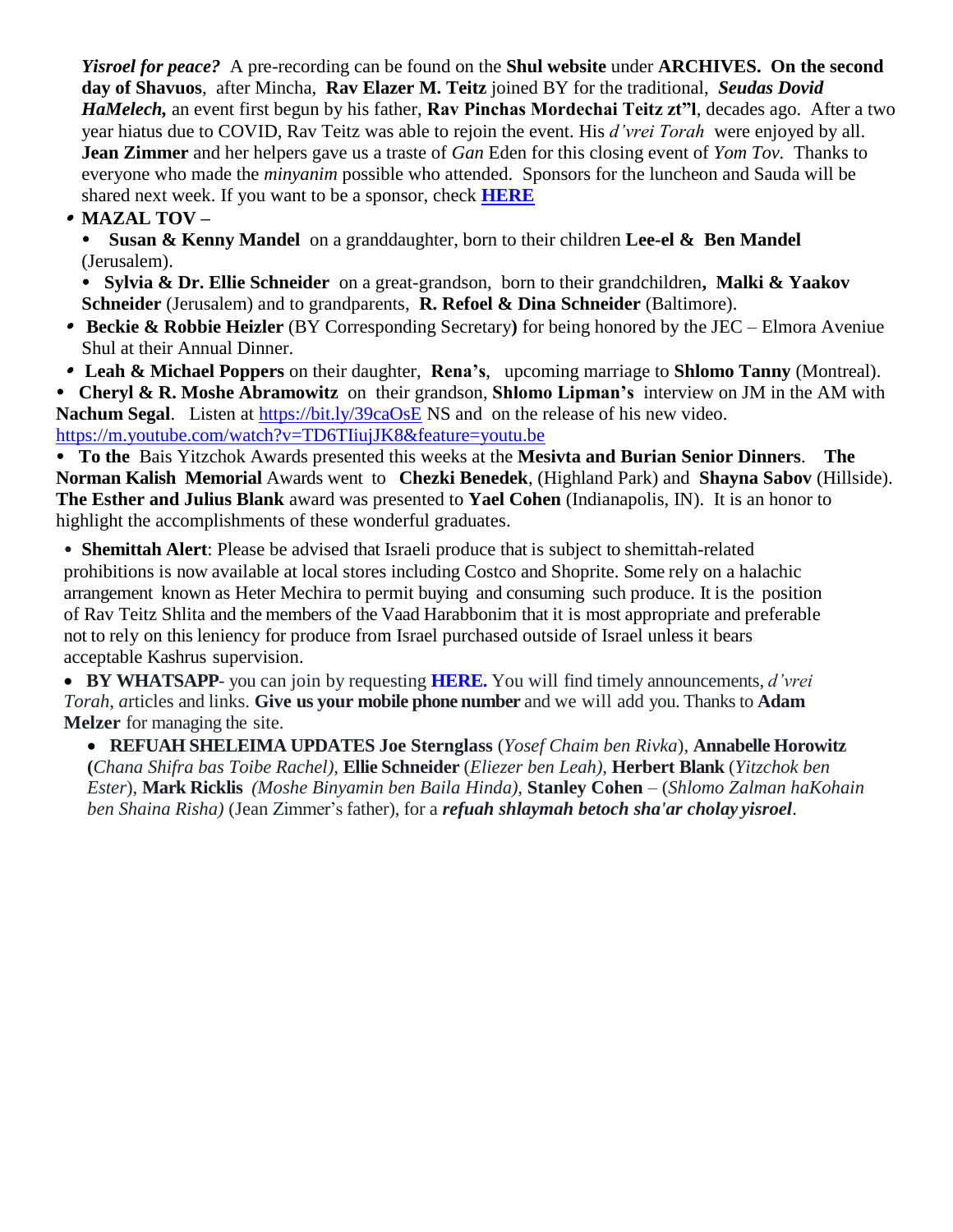*Yisroel for peace?* A pre-recording can be found on the **Shul website** under **ARCHIVES.** **On the second day of Shavuos**, after Mincha, **Rav Elazer M. Teitz** joined BY for the traditional, ***Seudas Dovid HaMelech,*** an event first begun by his father, **Rav Pinchas Mordechai Teitz zt"l**, decades ago. After a two year hiatus due to COVID, Rav Teitz was able to rejoin the event. His *d'vrei Torah* were enjoyed by all. **Jean Zimmer** and her helpers gave us a traste of *Gan* Eden for this closing event of *Yom Tov.* Thanks to everyone who made the *minyanim* possible who attended. Sponsors for the luncheon and Sauda will be shared next week. If you want to be a sponsor, check **HERE**

- **MAZAL TOV –**
  - **Susan & Kenny Mandel** on a granddaughter, born to their children **Lee-el & Ben Mandel** (Jerusalem).
  - **Sylvia & Dr. Ellie Schneider** on a great-grandson, born to their grandchildren**, Malki & Yaakov Schneider** (Jerusalem) and to grandparents, **R. Refoel & Dina Schneider** (Baltimore).
- **Beckie & Robbie Heizler** (BY Corresponding Secretary**)** for being honored by the JEC – Elmora Aveniue Shul at their Annual Dinner.
- **Leah & Michael Poppers** on their daughter, **Rena's**, upcoming marriage to **Shlomo Tanny** (Montreal).
- **Cheryl & R. Moshe Abramowitz** on their grandson, **Shlomo Lipman's** interview on JM in the AM with **Nachum Segal**. Listen at https://bit.ly/39caOsE NS and on the release of his new video. https://m.youtube.com/watch?v=TD6TIiujJK8&feature=youtu.be
- **To the** Bais Yitzchok Awards presented this weeks at the **Mesivta and Burian Senior Dinners**. **The Norman Kalish Memorial** Awards went to **Chezki Benedek**, (Highland Park) and **Shayna Sabov** (Hillside). **The Esther and Julius Blank** award was presented to **Yael Cohen** (Indianapolis, IN). It is an honor to highlight the accomplishments of these wonderful graduates.

- **Shemittah Alert**: Please be advised that Israeli produce that is subject to shemittah-related prohibitions is now available at local stores including Costco and Shoprite. Some rely on a halachic arrangement known as Heter Mechira to permit buying and consuming such produce. It is the position of Rav Teitz Shlita and the members of the Vaad Harabbonim that it is most appropriate and preferable not to rely on this leniency for produce from Israel purchased outside of Israel unless it bears acceptable Kashrus supervision.

- **BY WHATSAPP**- you can join by requesting **HERE.** You will find timely announcements, *d'vrei Torah, a*rticles and links. **Give us your mobile phone number** and we will add you. Thanks to **Adam Melzer** for managing the site.

  - **REFUAH SHELEIMA UPDATES Joe Sternglass** (*Yosef Chaim ben Rivka*), **Annabelle Horowitz (***Chana Shifra bas Toibe Rachel),* **Ellie Schneider** (*Eliezer ben Leah),* **Herbert Blank** (*Yitzchok ben Ester*), **Mark Ricklis** *(Moshe Binyamin ben Baila Hinda),* **Stanley Cohen** – (*Shlomo Zalman haKohain ben Shaina Risha)* (Jean Zimmer's father), for a ***refuah shlaymah betoch sha'ar cholay yisroel***.